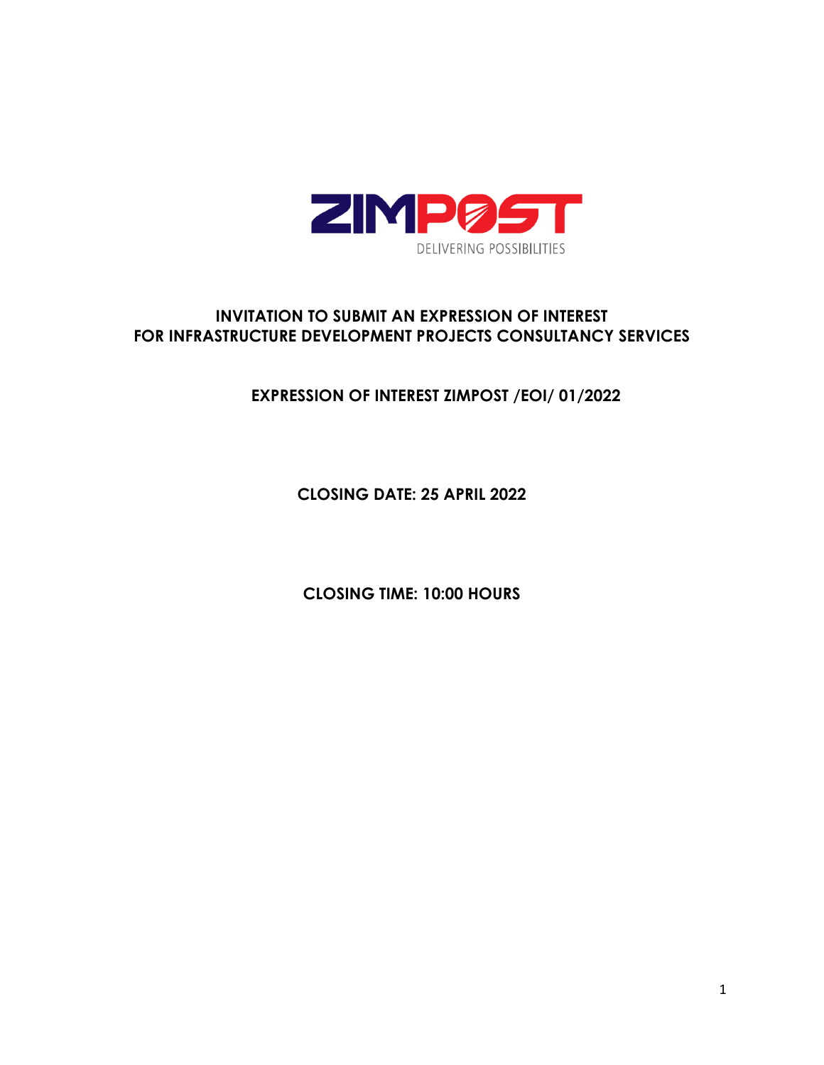ZIMPOST

DELIVERING POSSIBILITIES

# INVITATION TO SUBMIT AN EXPRESSION OF INTEREST FOR INFRASTRUCTURE DEVELOPMENT PROJECTS CONSULTANCY SERVICES

## EXPRESSION OF INTEREST ZIMPOST /EOI/ 01/2022

**CLOSING DATE: 25 APRIL 2022**

**CLOSING TIME: 10:00 HOURS**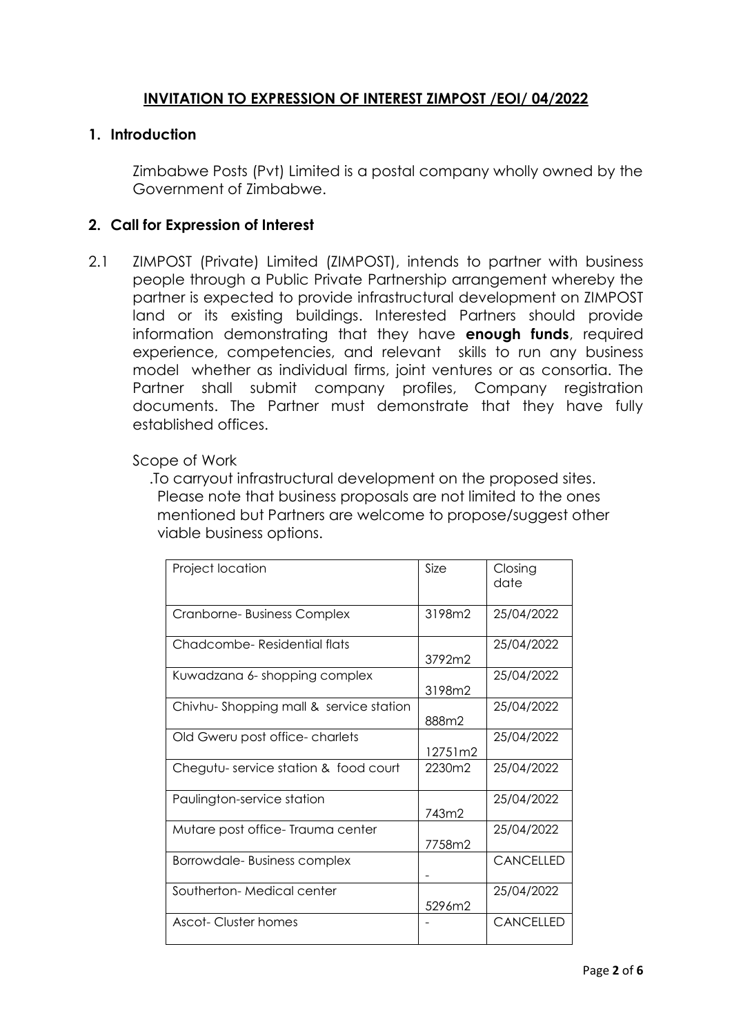## INVITATION TO EXPRESSION OF INTEREST ZIMPOST /EOI/ 04/2022

### 1. Introduction

Zimbabwe Posts (Pvt) Limited is a postal company wholly owned by the Government of Zimbabwe.

### 2. Call for Expression of Interest

2.1 ZIMPOST (Private) Limited (ZIMPOST), intends to partner with business people through a Public Private Partnership arrangement whereby the partner is expected to provide infrastructural development on ZIMPOST land or its existing buildings. Interested Partners should provide information demonstrating that they have **enough funds**, required experience, competencies, and relevant skills to run any business model whether as individual firms, joint ventures or as consortia. The Partner shall submit company profiles, Company registration documents. The Partner must demonstrate that they have fully established offices.

Scope of Work

.To carryout infrastructural development on the proposed sites. Please note that business proposals are not limited to the ones mentioned but Partners are welcome to propose/suggest other viable business options.

| Project location | Size | Closing date |
|---|---|---|
| Cranborne- Business Complex | 3198m2 | 25/04/2022 |
| Chadcombe- Residential flats | 3792m2 | 25/04/2022 |
| Kuwadzana 6- shopping complex | 3198m2 | 25/04/2022 |
| Chivhu- Shopping mall & service station | 888m2 | 25/04/2022 |
| Old Gweru post office- charlets | 12751m2 | 25/04/2022 |
| Chegutu- service station & food court | 2230m2 | 25/04/2022 |
| Paulington-service station | 743m2 | 25/04/2022 |
| Mutare post office- Trauma center | 7758m2 | 25/04/2022 |
| Borrowdale- Business complex | - | CANCELLED |
| Southerton- Medical center | 5296m2 | 25/04/2022 |
| Ascot- Cluster homes | - | CANCELLED |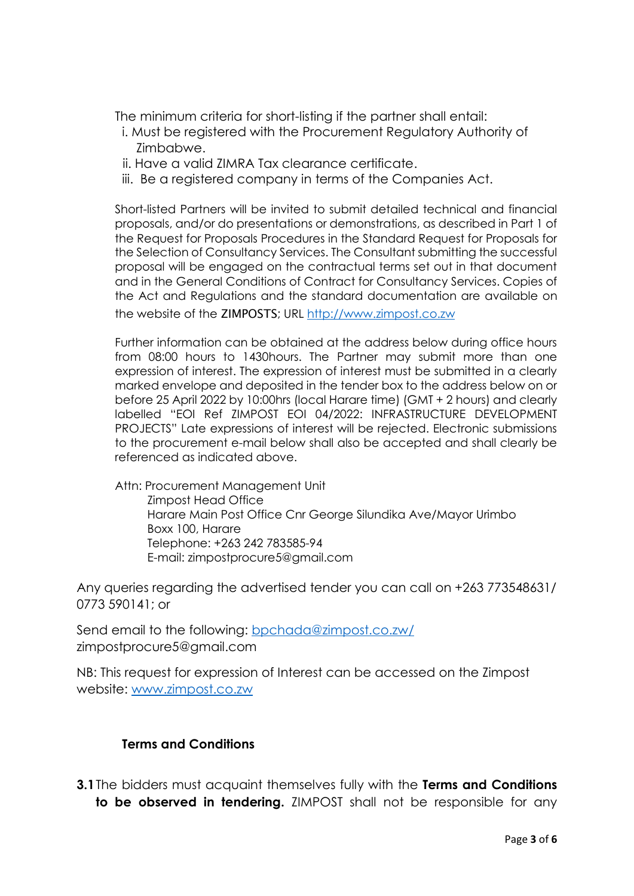The minimum criteria for short-listing if the partner shall entail:

i. Must be registered with the Procurement Regulatory Authority of Zimbabwe.
ii. Have a valid ZIMRA Tax clearance certificate.
iii. Be a registered company in terms of the Companies Act.

Short-listed Partners will be invited to submit detailed technical and financial proposals, and/or do presentations or demonstrations, as described in Part 1 of the Request for Proposals Procedures in the Standard Request for Proposals for the Selection of Consultancy Services. The Consultant submitting the successful proposal will be engaged on the contractual terms set out in that document and in the General Conditions of Contract for Consultancy Services. Copies of the Act and Regulations and the standard documentation are available on the website of the ZIMPOSTS; URL http://www.zimpost.co.zw

Further information can be obtained at the address below during office hours from 08:00 hours to 1430hours. The Partner may submit more than one expression of interest. The expression of interest must be submitted in a clearly marked envelope and deposited in the tender box to the address below on or before 25 April 2022 by 10:00hrs (local Harare time) (GMT + 2 hours) and clearly labelled "EOI Ref ZIMPOST EOI 04/2022: INFRASTRUCTURE DEVELOPMENT PROJECTS" Late expressions of interest will be rejected. Electronic submissions to the procurement e-mail below shall also be accepted and shall clearly be referenced as indicated above.

Attn: Procurement Management Unit
Zimpost Head Office
Harare Main Post Office Cnr George Silundika Ave/Mayor Urimbo
Boxx 100, Harare
Telephone: +263 242 783585-94
E-mail: zimpostprocure5@gmail.com

Any queries regarding the advertised tender you can call on +263 773548631/ 0773 590141; or

Send email to the following: bpchada@zimpost.co.zw/ zimpostprocure5@gmail.com

NB: This request for expression of Interest can be accessed on the Zimpost website: www.zimpost.co.zw

**Terms and Conditions**

**3.1** The bidders must acquaint themselves fully with the **Terms and Conditions to be observed in tendering.** ZIMPOST shall not be responsible for any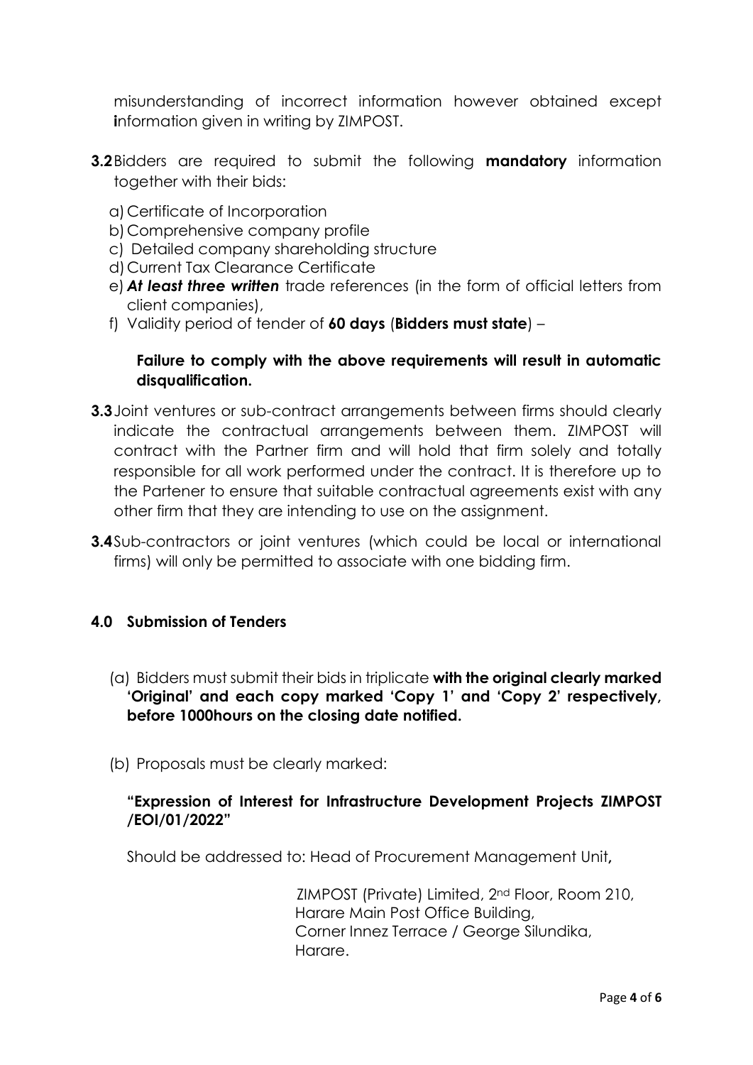misunderstanding of incorrect information however obtained except **i**nformation given in writing by ZIMPOST.

**3.2** Bidders are required to submit the following **mandatory** information together with their bids:

a) Certificate of Incorporation
b) Comprehensive company profile
c) Detailed company shareholding structure
d) Current Tax Clearance Certificate
e) ***At least three written*** trade references (in the form of official letters from client companies),
f) Validity period of tender of **60 days** (**Bidders must state**) –

**Failure to comply with the above requirements will result in automatic disqualification.**

**3.3** Joint ventures or sub-contract arrangements between firms should clearly indicate the contractual arrangements between them. ZIMPOST will contract with the Partner firm and will hold that firm solely and totally responsible for all work performed under the contract. It is therefore up to the Partener to ensure that suitable contractual agreements exist with any other firm that they are intending to use on the assignment.

**3.4** Sub-contractors or joint ventures (which could be local or international firms) will only be permitted to associate with one bidding firm.

## 4.0 Submission of Tenders

(a) Bidders must submit their bids in triplicate **with the original clearly marked 'Original' and each copy marked 'Copy 1' and 'Copy 2' respectively, before 1000hours on the closing date notified.**

(b) Proposals must be clearly marked:

**"Expression of Interest for Infrastructure Development Projects ZIMPOST /EOI/01/2022"**

Should be addressed to: Head of Procurement Management Unit**,**

ZIMPOST (Private) Limited, 2nd Floor, Room 210,
Harare Main Post Office Building,
Corner Innez Terrace / George Silundika,
Harare.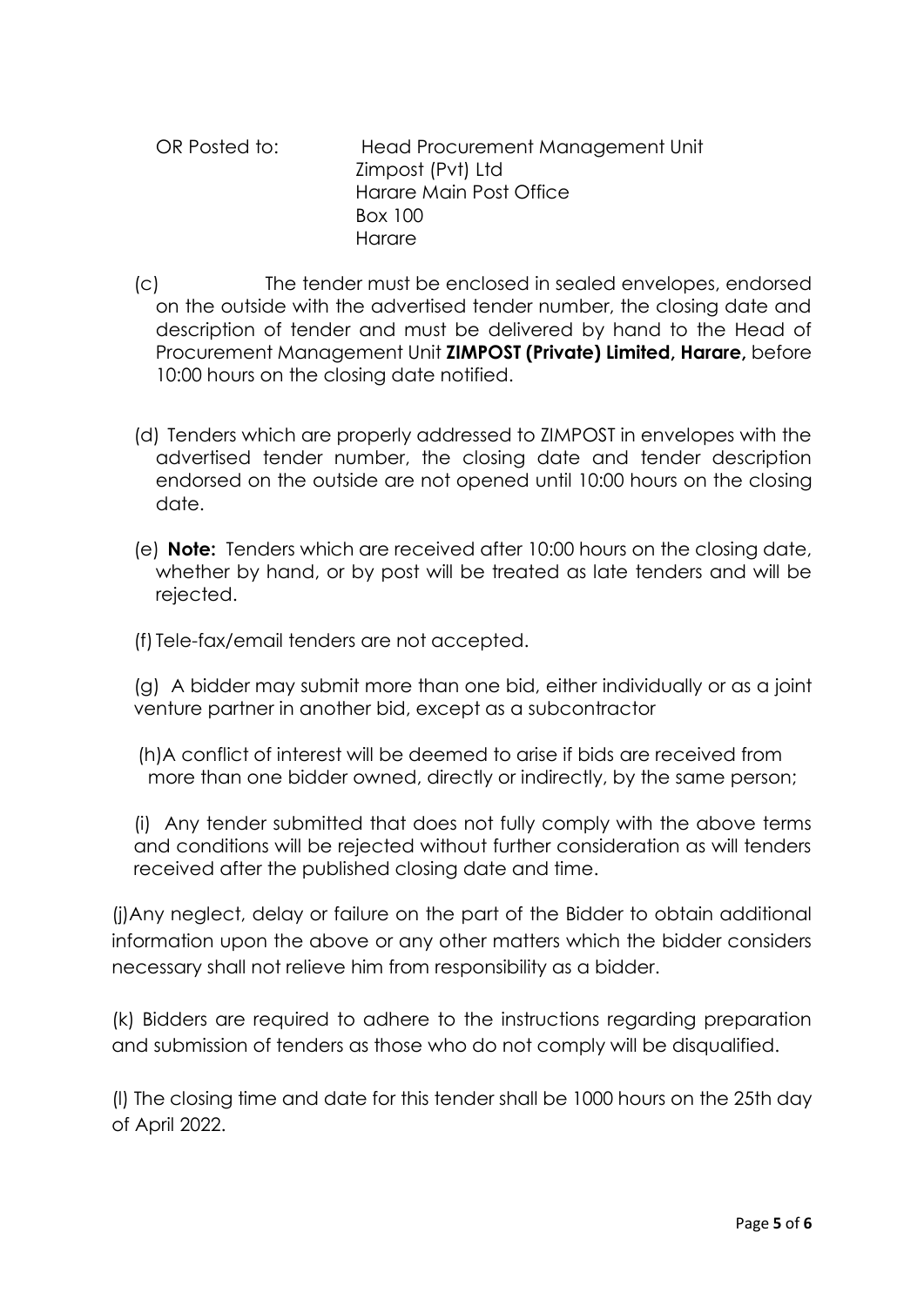OR Posted to: Head Procurement Management Unit
Zimpost (Pvt) Ltd
Harare Main Post Office
Box 100
Harare

(c) The tender must be enclosed in sealed envelopes, endorsed on the outside with the advertised tender number, the closing date and description of tender and must be delivered by hand to the Head of Procurement Management Unit **ZIMPOST (Private) Limited, Harare,** before 10:00 hours on the closing date notified.

(d) Tenders which are properly addressed to ZIMPOST in envelopes with the advertised tender number, the closing date and tender description endorsed on the outside are not opened until 10:00 hours on the closing date.

(e) **Note:** Tenders which are received after 10:00 hours on the closing date, whether by hand, or by post will be treated as late tenders and will be rejected.

(f) Tele-fax/email tenders are not accepted.

(g) A bidder may submit more than one bid, either individually or as a joint venture partner in another bid, except as a subcontractor

(h) A conflict of interest will be deemed to arise if bids are received from more than one bidder owned, directly or indirectly, by the same person;

(i) Any tender submitted that does not fully comply with the above terms and conditions will be rejected without further consideration as will tenders received after the published closing date and time.

(j) Any neglect, delay or failure on the part of the Bidder to obtain additional information upon the above or any other matters which the bidder considers necessary shall not relieve him from responsibility as a bidder.

(k) Bidders are required to adhere to the instructions regarding preparation and submission of tenders as those who do not comply will be disqualified.

(l) The closing time and date for this tender shall be 1000 hours on the 25th day of April 2022.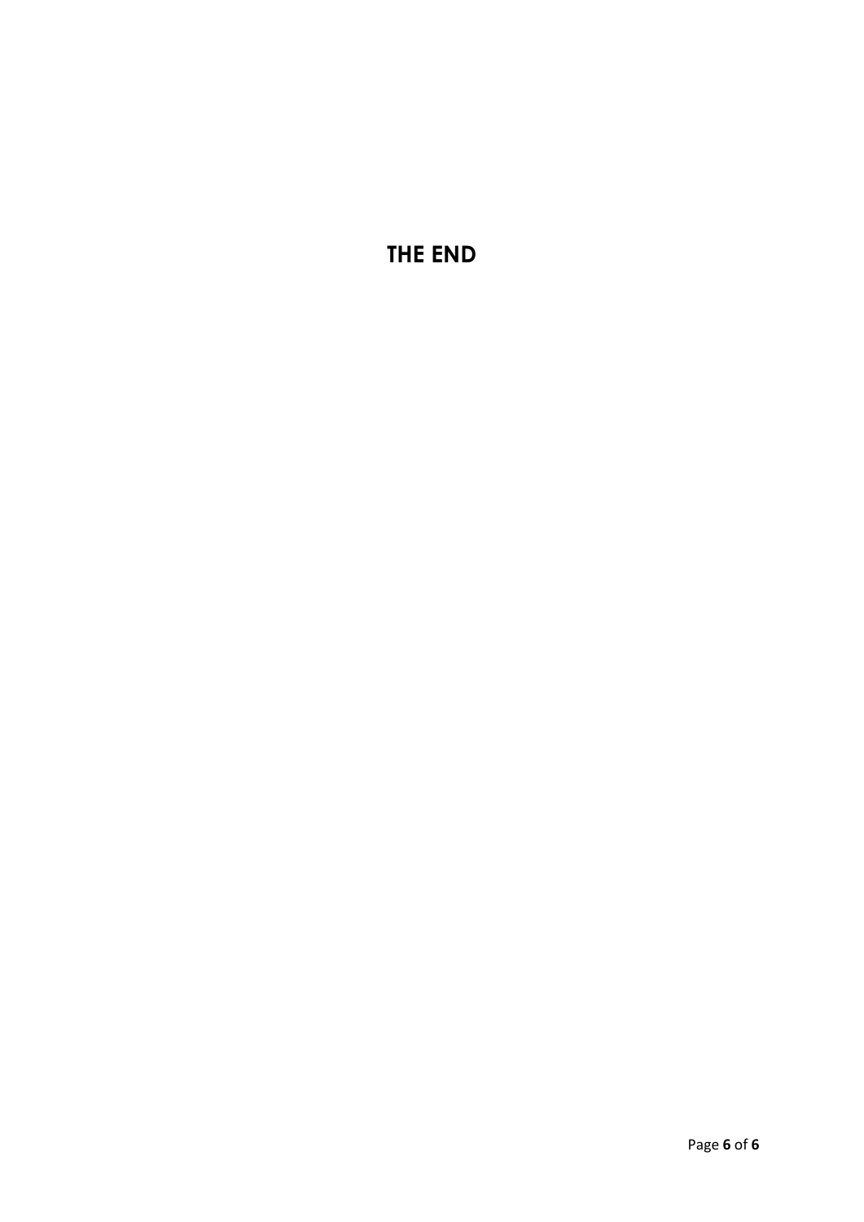**THE END**